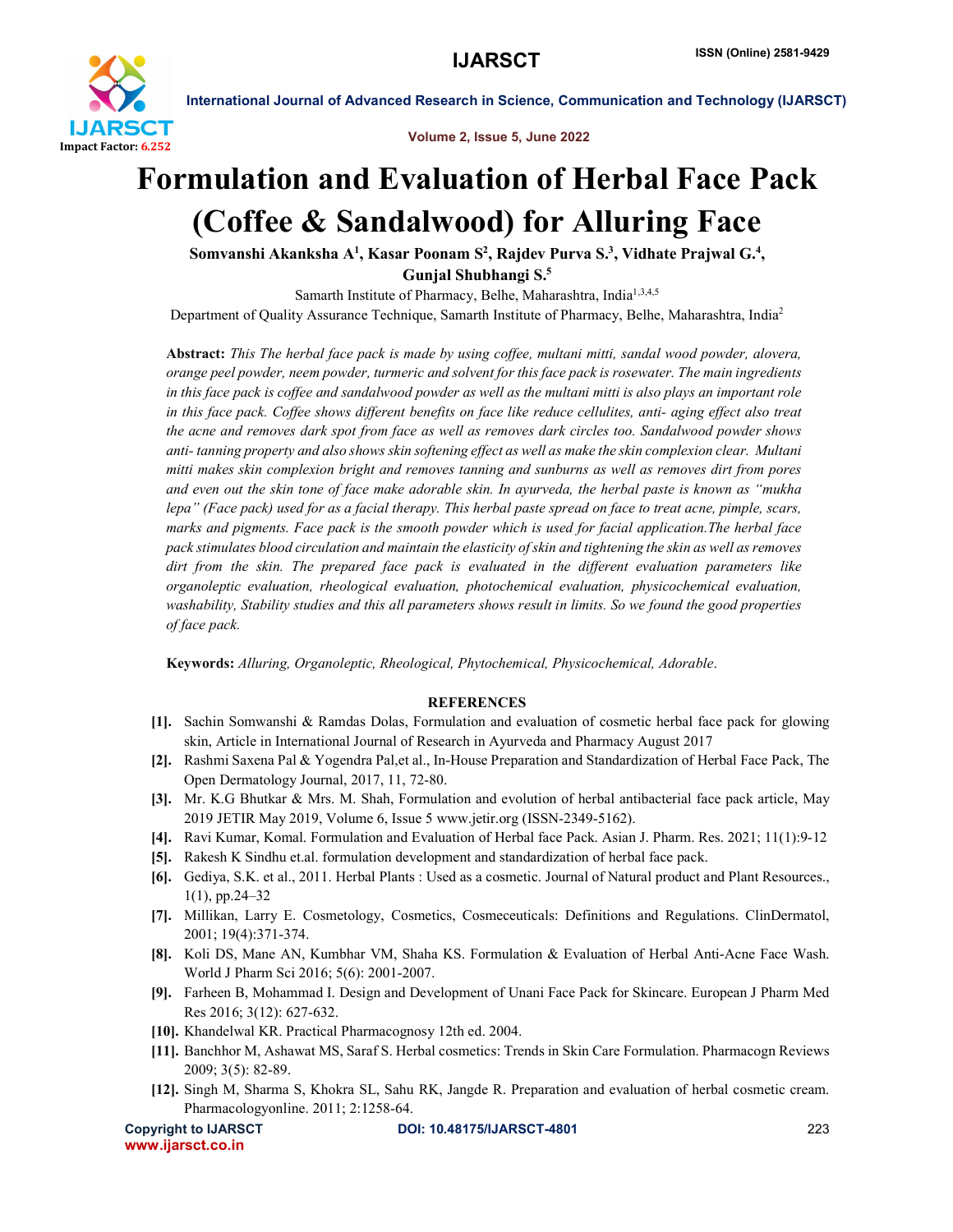# Formulation and Evaluation of Herbal Face Pack (Coffee & Sandalwood) for Alluring Face

**Somvanshi Akanksha A[1], Kasar Poonam S[2], Rajdev Purva S.[3], Vidhate Prajwal G.[4], Gunjal Shubhangi S.[5]**

Samarth Institute of Pharmacy, Belhe, Maharashtra, India[1,3,4,5]

Department of Quality Assurance Technique, Samarth Institute of Pharmacy, Belhe, Maharashtra, India[2]

**Abstract:** *This The herbal face pack is made by using coffee, multani mitti, sandal wood powder, alovera, orange peel powder, neem powder, turmeric and solvent for this face pack is rosewater. The main ingredients in this face pack is coffee and sandalwood powder as well as the multani mitti is also plays an important role in this face pack. Coffee shows different benefits on face like reduce cellulites, anti- aging effect also treat the acne and removes dark spot from face as well as removes dark circles too. Sandalwood powder shows anti- tanning property and also shows skin softening effect as well as make the skin complexion clear. Multani mitti makes skin complexion bright and removes tanning and sunburns as well as removes dirt from pores and even out the skin tone of face make adorable skin. In ayurveda, the herbal paste is known as "mukha lepa" (Face pack) used for as a facial therapy. This herbal paste spread on face to treat acne, pimple, scars, marks and pigments. Face pack is the smooth powder which is used for facial application.The herbal face pack stimulates blood circulation and maintain the elasticity of skin and tightening the skin as well as removes dirt from the skin. The prepared face pack is evaluated in the different evaluation parameters like organoleptic evaluation, rheological evaluation, photochemical evaluation, physicochemical evaluation, washability, Stability studies and this all parameters shows result in limits. So we found the good properties of face pack.*

**Keywords:** *Alluring, Organoleptic, Rheological, Phytochemical, Physicochemical, Adorable*.

## REFERENCES

[1]. Sachin Somwanshi & Ramdas Dolas, Formulation and evaluation of cosmetic herbal face pack for glowing skin, Article in International Journal of Research in Ayurveda and Pharmacy August 2017

[2]. Rashmi Saxena Pal & Yogendra Pal,et al., In-House Preparation and Standardization of Herbal Face Pack, The Open Dermatology Journal, 2017, 11, 72-80.

[3]. Mr. K.G Bhutkar & Mrs. M. Shah, Formulation and evolution of herbal antibacterial face pack article, May 2019 JETIR May 2019, Volume 6, Issue 5 www.jetir.org (ISSN-2349-5162).

[4]. Ravi Kumar, Komal. Formulation and Evaluation of Herbal face Pack. Asian J. Pharm. Res. 2021; 11(1):9-12

[5]. Rakesh K Sindhu et.al. formulation development and standardization of herbal face pack.

[6]. Gediya, S.K. et al., 2011. Herbal Plants : Used as a cosmetic. Journal of Natural product and Plant Resources., 1(1), pp.24–32

[7]. Millikan, Larry E. Cosmetology, Cosmetics, Cosmeceuticals: Definitions and Regulations. ClinDermatol, 2001; 19(4):371-374.

[8]. Koli DS, Mane AN, Kumbhar VM, Shaha KS. Formulation & Evaluation of Herbal Anti-Acne Face Wash. World J Pharm Sci 2016; 5(6): 2001-2007.

[9]. Farheen B, Mohammad I. Design and Development of Unani Face Pack for Skincare. European J Pharm Med Res 2016; 3(12): 627-632.

[10]. Khandelwal KR. Practical Pharmacognosy 12th ed. 2004.

[11]. Banchhor M, Ashawat MS, Saraf S. Herbal cosmetics: Trends in Skin Care Formulation. Pharmacogn Reviews 2009; 3(5): 82-89.

[12]. Singh M, Sharma S, Khokra SL, Sahu RK, Jangde R. Preparation and evaluation of herbal cosmetic cream. Pharmacologyonline. 2011; 2:1258-64.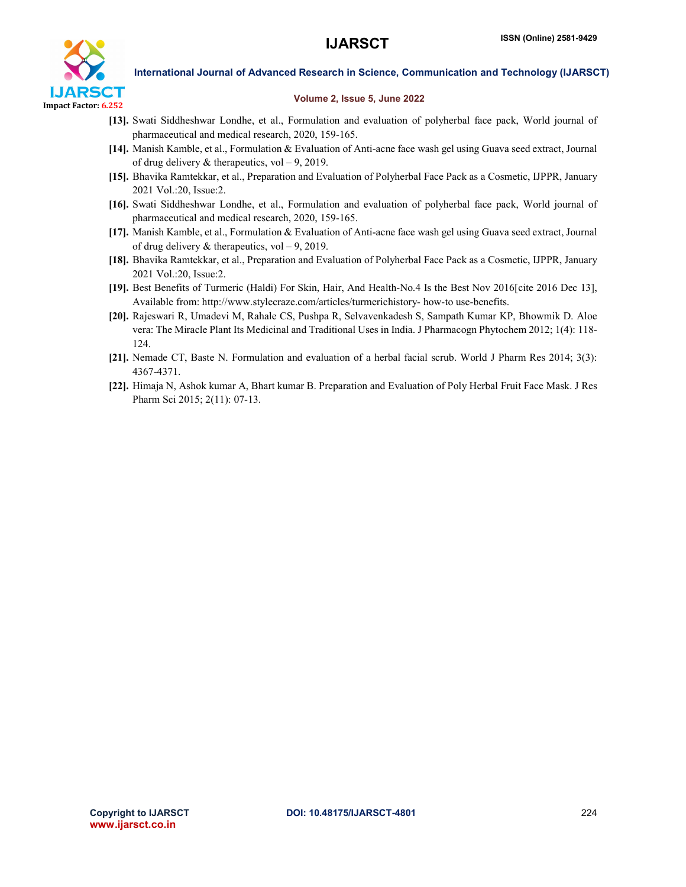**[13].** Swati Siddheshwar Londhe, et al., Formulation and evaluation of polyherbal face pack, World journal of pharmaceutical and medical research, 2020, 159-165.

**[14].** Manish Kamble, et al., Formulation & Evaluation of Anti-acne face wash gel using Guava seed extract, Journal of drug delivery & therapeutics, vol – 9, 2019.

**[15].** Bhavika Ramtekkar, et al., Preparation and Evaluation of Polyherbal Face Pack as a Cosmetic, IJPPR, January 2021 Vol.:20, Issue:2.

**[16].** Swati Siddheshwar Londhe, et al., Formulation and evaluation of polyherbal face pack, World journal of pharmaceutical and medical research, 2020, 159-165.

**[17].** Manish Kamble, et al., Formulation & Evaluation of Anti-acne face wash gel using Guava seed extract, Journal of drug delivery & therapeutics, vol – 9, 2019.

**[18].** Bhavika Ramtekkar, et al., Preparation and Evaluation of Polyherbal Face Pack as a Cosmetic, IJPPR, January 2021 Vol.:20, Issue:2.

**[19].** Best Benefits of Turmeric (Haldi) For Skin, Hair, And Health-No.4 Is the Best Nov 2016[cite 2016 Dec 13], Available from: http://www.stylecraze.com/articles/turmerichistory- how-to use-benefits.

**[20].** Rajeswari R, Umadevi M, Rahale CS, Pushpa R, Selvavenkadesh S, Sampath Kumar KP, Bhowmik D. Aloe vera: The Miracle Plant Its Medicinal and Traditional Uses in India. J Pharmacogn Phytochem 2012; 1(4): 118-124.

**[21].** Nemade CT, Baste N. Formulation and evaluation of a herbal facial scrub. World J Pharm Res 2014; 3(3): 4367-4371.

**[22].** Himaja N, Ashok kumar A, Bhart kumar B. Preparation and Evaluation of Poly Herbal Fruit Face Mask. J Res Pharm Sci 2015; 2(11): 07-13.